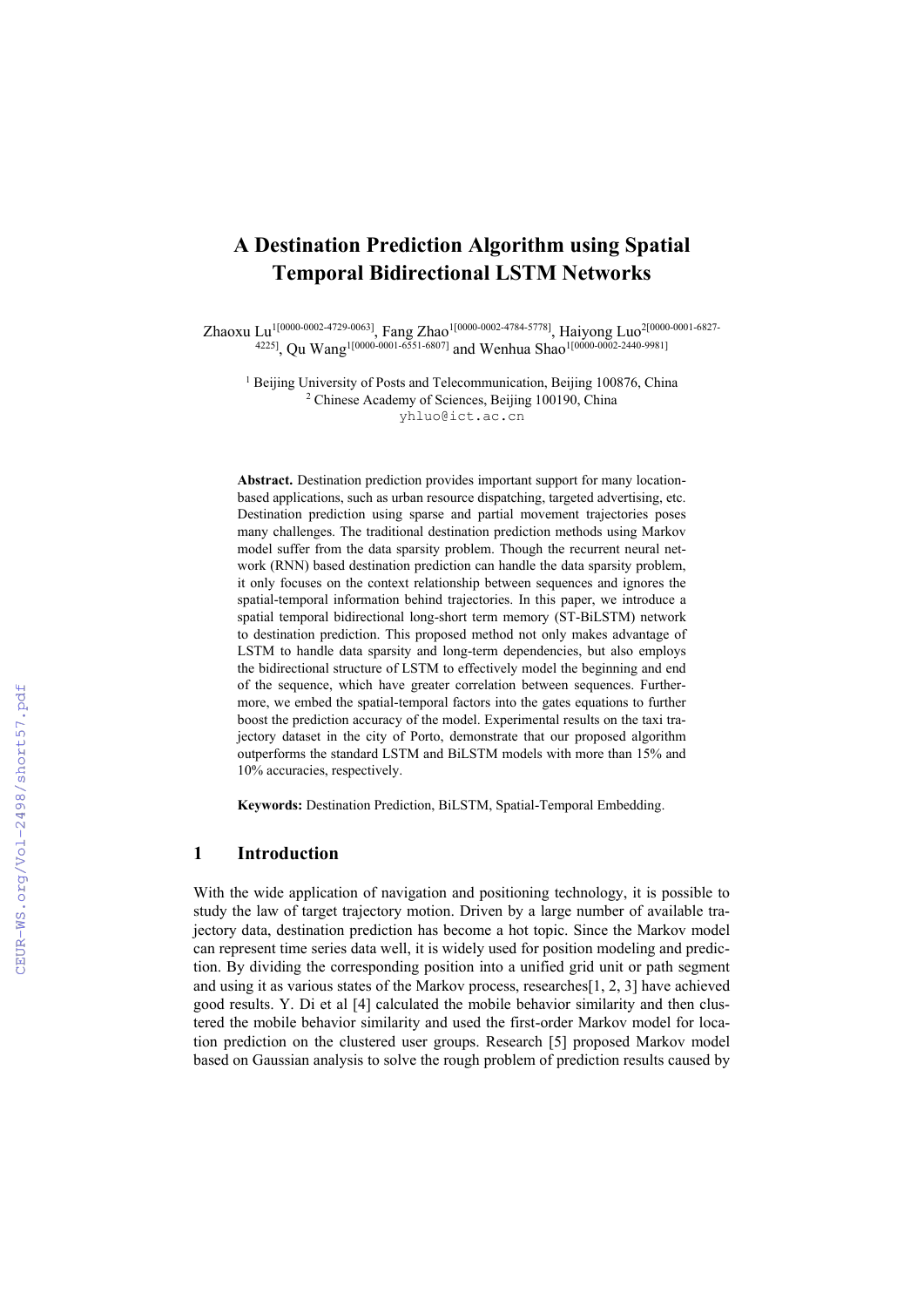# A Destination Prediction Algorithm using Spatial Temporal Bidirectional LSTM Networks

Zhaoxu Lu[1[0000-0002-4729-0063]], Fang Zhao[1[0000-0002-4784-5778]], Haiyong Luo[2[0000-0001-6827-4225]], Qu Wang[1[0000-0001-6551-6807]] and Wenhua Shao[1[0000-0002-2440-9981]]

[1] Beijing University of Posts and Telecommunication, Beijing 100876, China
[2] Chinese Academy of Sciences, Beijing 100190, China
yhluo@ict.ac.cn

**Abstract.** Destination prediction provides important support for many location-based applications, such as urban resource dispatching, targeted advertising, etc. Destination prediction using sparse and partial movement trajectories poses many challenges. The traditional destination prediction methods using Markov model suffer from the data sparsity problem. Though the recurrent neural network (RNN) based destination prediction can handle the data sparsity problem, it only focuses on the context relationship between sequences and ignores the spatial-temporal information behind trajectories. In this paper, we introduce a spatial temporal bidirectional long-short term memory (ST-BiLSTM) network to destination prediction. This proposed method not only makes advantage of LSTM to handle data sparsity and long-term dependencies, but also employs the bidirectional structure of LSTM to effectively model the beginning and end of the sequence, which have greater correlation between sequences. Furthermore, we embed the spatial-temporal factors into the gates equations to further boost the prediction accuracy of the model. Experimental results on the taxi trajectory dataset in the city of Porto, demonstrate that our proposed algorithm outperforms the standard LSTM and BiLSTM models with more than 15% and 10% accuracies, respectively.

**Keywords:** Destination Prediction, BiLSTM, Spatial-Temporal Embedding.

## 1 Introduction

With the wide application of navigation and positioning technology, it is possible to study the law of target trajectory motion. Driven by a large number of available trajectory data, destination prediction has become a hot topic. Since the Markov model can represent time series data well, it is widely used for position modeling and prediction. By dividing the corresponding position into a unified grid unit or path segment and using it as various states of the Markov process, researches[1, 2, 3] have achieved good results. Y. Di et al [4] calculated the mobile behavior similarity and then clustered the mobile behavior similarity and used the first-order Markov model for location prediction on the clustered user groups. Research [5] proposed Markov model based on Gaussian analysis to solve the rough problem of prediction results caused by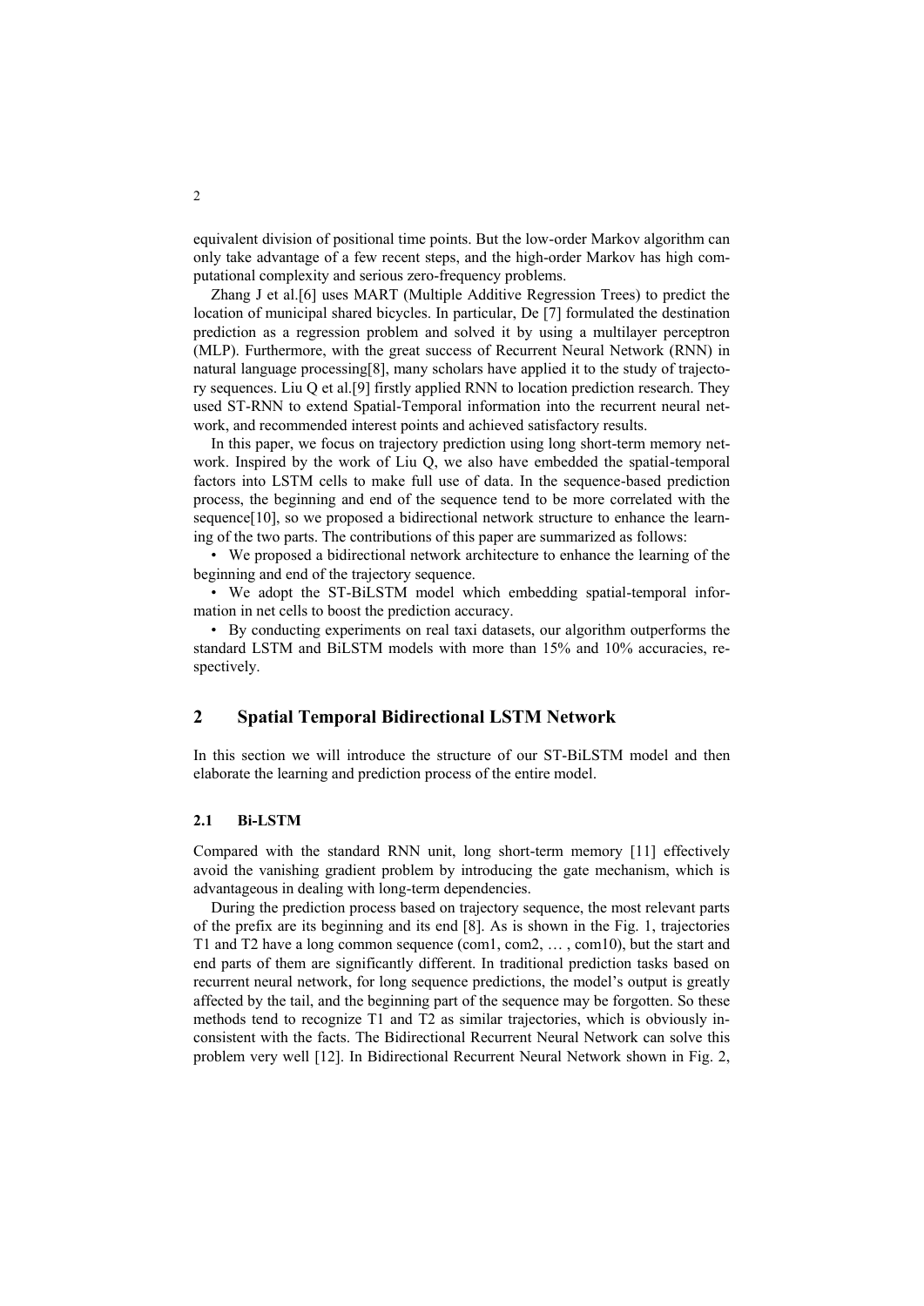equivalent division of positional time points. But the low-order Markov algorithm can only take advantage of a few recent steps, and the high-order Markov has high computational complexity and serious zero-frequency problems.

Zhang J et al.[6] uses MART (Multiple Additive Regression Trees) to predict the location of municipal shared bicycles. In particular, De [7] formulated the destination prediction as a regression problem and solved it by using a multilayer perceptron (MLP). Furthermore, with the great success of Recurrent Neural Network (RNN) in natural language processing[8], many scholars have applied it to the study of trajectory sequences. Liu Q et al.[9] firstly applied RNN to location prediction research. They used ST-RNN to extend Spatial-Temporal information into the recurrent neural network, and recommended interest points and achieved satisfactory results.

In this paper, we focus on trajectory prediction using long short-term memory network. Inspired by the work of Liu Q, we also have embedded the spatial-temporal factors into LSTM cells to make full use of data. In the sequence-based prediction process, the beginning and end of the sequence tend to be more correlated with the sequence[10], so we proposed a bidirectional network structure to enhance the learning of the two parts. The contributions of this paper are summarized as follows:

- We proposed a bidirectional network architecture to enhance the learning of the beginning and end of the trajectory sequence.
- We adopt the ST-BiLSTM model which embedding spatial-temporal information in net cells to boost the prediction accuracy.
- By conducting experiments on real taxi datasets, our algorithm outperforms the standard LSTM and BiLSTM models with more than 15% and 10% accuracies, respectively.

## 2 Spatial Temporal Bidirectional LSTM Network

In this section we will introduce the structure of our ST-BiLSTM model and then elaborate the learning and prediction process of the entire model.

### 2.1 Bi-LSTM

Compared with the standard RNN unit, long short-term memory [11] effectively avoid the vanishing gradient problem by introducing the gate mechanism, which is advantageous in dealing with long-term dependencies.

During the prediction process based on trajectory sequence, the most relevant parts of the prefix are its beginning and its end [8]. As is shown in the Fig. 1, trajectories T1 and T2 have a long common sequence (com1, com2, … , com10), but the start and end parts of them are significantly different. In traditional prediction tasks based on recurrent neural network, for long sequence predictions, the model's output is greatly affected by the tail, and the beginning part of the sequence may be forgotten. So these methods tend to recognize T1 and T2 as similar trajectories, which is obviously inconsistent with the facts. The Bidirectional Recurrent Neural Network can solve this problem very well [12]. In Bidirectional Recurrent Neural Network shown in Fig. 2,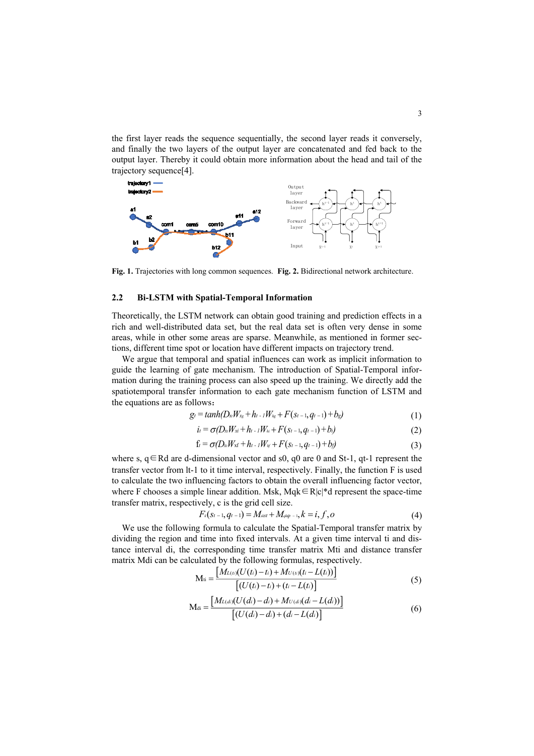the first layer reads the sequence sequentially, the second layer reads it conversely, and finally the two layers of the output layer are concatenated and fed back to the output layer. Thereby it could obtain more information about the head and tail of the trajectory sequence[4].

**Fig. 1.** Trajectories with long common sequences. **Fig. 2.** Bidirectional network architecture.

### 2.2 Bi-LSTM with Spatial-Temporal Information

Theoretically, the LSTM network can obtain good training and prediction effects in a rich and well-distributed data set, but the real data set is often very dense in some areas, while in other some areas are sparse. Meanwhile, as mentioned in former sections, different time spot or location have different impacts on trajectory trend.

We argue that temporal and spatial influences can work as implicit information to guide the learning of gate mechanism. The introduction of Spatial-Temporal information during the training process can also speed up the training. We directly add the spatiotemporal transfer information to each gate mechanism function of LSTM and the equations are as follows：

$$g_t = tanh(D_{xi} W_{xg} + h_{t-1} W_{hg} + F(s_{t-1}, q_{t-1}) + b_g) \tag{1}$$

$$i_t = \sigma(D_{xi} W_{xi} + h_{t-1} W_{hi} + F(s_{t-1}, q_{t-1}) + b_i) \tag{2}$$

$$f_t = \sigma(D_{xi} W_{xf} + h_{t-1} W_{hf} + F(s_{t-1}, q_{t-1}) + b_f) \tag{3}$$

where s, q∈Rd are d-dimensional vector and s0, q0 are 0 and St-1, qt-1 represent the transfer vector from lt-1 to it time interval, respectively. Finally, the function F is used to calculate the two influencing factors to obtain the overall influencing factor vector, where F chooses a simple linear addition. Msk, Mqk∈R|c|*d represent the space-time transfer matrix, respectively, c is the grid cell size.

$$F_k(s_{t-1}, q_{t-1}) = M_{skst} + M_{qkqt-1}, k = i, f, o \tag{4}$$

We use the following formula to calculate the Spatial-Temporal transfer matrix by dividing the region and time into fixed intervals. At a given time interval ti and distance interval di, the corresponding time transfer matrix Mti and distance transfer matrix Mdi can be calculated by the following formulas, respectively.

$$M_{ti} = \frac{\left[M_{L(ti)}(U(t_i) - t_i) + M_{U(ti)}(t_i - L(t_i))\right]}{\left[(U(t_i) - t_i) + (t_i - L(t_i)\right]} \tag{5}$$

$$M_{di} = \frac{\left[M_{L(di)}(U(d_i) - d_i) + M_{U(di)}(d_i - L(d_i))\right]}{\left[(U(d_i) - d_i) + (d_i - L(d_i)\right]} \tag{6}$$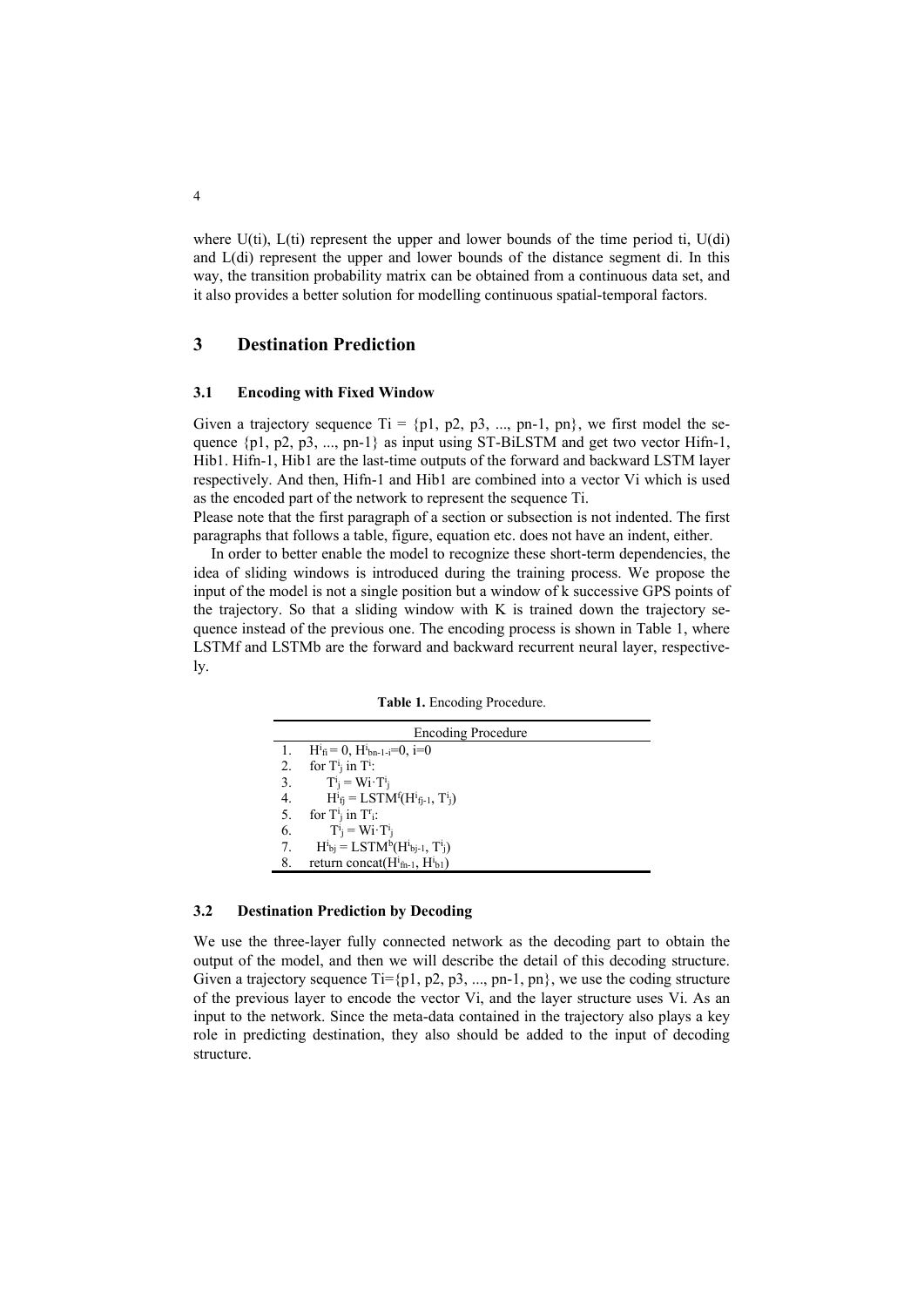where $U(ti)$, $L(ti)$ represent the upper and lower bounds of the time period ti, $U(di)$ and $L(di)$ represent the upper and lower bounds of the distance segment di. In this way, the transition probability matrix can be obtained from a continuous data set, and it also provides a better solution for modelling continuous spatial-temporal factors.

## 3 Destination Prediction

### 3.1 Encoding with Fixed Window

Given a trajectory sequence Ti = {p1, p2, p3, ..., pn-1, pn}, we first model the sequence {p1, p2, p3, ..., pn-1} as input using ST-BiLSTM and get two vector Hifn-1, Hib1. Hifn-1, Hib1 are the last-time outputs of the forward and backward LSTM layer respectively. And then, Hifn-1 and Hib1 are combined into a vector Vi which is used as the encoded part of the network to represent the sequence Ti.
Please note that the first paragraph of a section or subsection is not indented. The first paragraphs that follows a table, figure, equation etc. does not have an indent, either.

In order to better enable the model to recognize these short-term dependencies, the idea of sliding windows is introduced during the training process. We propose the input of the model is not a single position but a window of k successive GPS points of the trajectory. So that a sliding window with K is trained down the trajectory sequence instead of the previous one. The encoding process is shown in Table 1, where LSTMf and LSTMb are the forward and backward recurrent neural layer, respectively.

**Table 1.** Encoding Procedure.

| | Encoding Procedure |
|---|---|
| 1. | $H^i_{fi} = 0$, $H^i_{bn-1-i}=0$, $i=0$ |
| 2. | for $T^i_j$ in $T^i$: |
| 3. | $T^i_j = Wi \cdot T^i_j$ |
| 4. | $H^i_{fj} = LSTM^f(H^i_{fj-1}, T^i_j)$ |
| 5. | for $T^i_j$ in $T^r_i$: |
| 6. | $T^i_j = Wi \cdot T^i_j$ |
| 7. | $H^i_{bj} = LSTM^b(H^i_{bj-1}, T^i_j)$ |
| 8. | return concat($H^i_{fn-1}$, $H^i_{b1}$) |

### 3.2 Destination Prediction by Decoding

We use the three-layer fully connected network as the decoding part to obtain the output of the model, and then we will describe the detail of this decoding structure. Given a trajectory sequence Ti={p1, p2, p3, ..., pn-1, pn}, we use the coding structure of the previous layer to encode the vector Vi, and the layer structure uses Vi. As an input to the network. Since the meta-data contained in the trajectory also plays a key role in predicting destination, they also should be added to the input of decoding structure.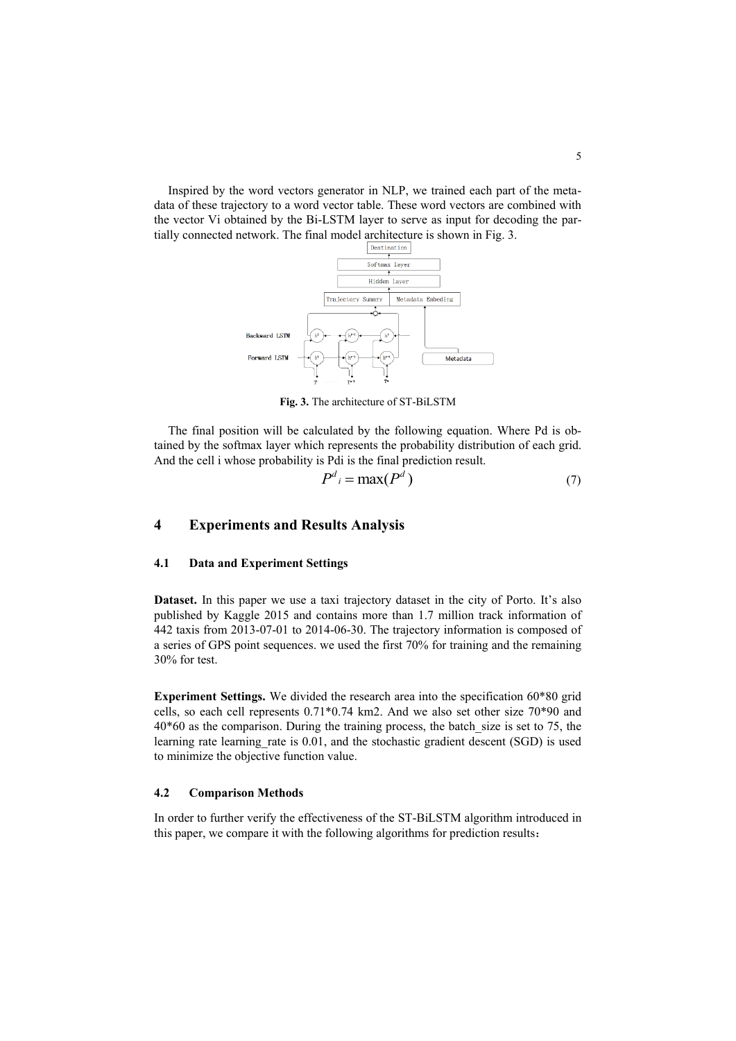Inspired by the word vectors generator in NLP, we trained each part of the metadata of these trajectory to a word vector table. These word vectors are combined with the vector Vi obtained by the Bi-LSTM layer to serve as input for decoding the partially connected network. The final model architecture is shown in Fig. 3.

**Fig. 3.** The architecture of ST-BiLSTM

The final position will be calculated by the following equation. Where Pd is obtained by the softmax layer which represents the probability distribution of each grid. And the cell i whose probability is Pdi is the final prediction result.

$$P^d{}_i = \max(P^d) \tag{7}$$

# 4 Experiments and Results Analysis

## 4.1 Data and Experiment Settings

**Dataset.** In this paper we use a taxi trajectory dataset in the city of Porto. It's also published by Kaggle 2015 and contains more than 1.7 million track information of 442 taxis from 2013-07-01 to 2014-06-30. The trajectory information is composed of a series of GPS point sequences. we used the first 70% for training and the remaining 30% for test.

**Experiment Settings.** We divided the research area into the specification 60*80 grid cells, so each cell represents 0.71*0.74 km2. And we also set other size 70*90 and 40*60 as the comparison. During the training process, the batch_size is set to 75, the learning rate learning_rate is 0.01, and the stochastic gradient descent (SGD) is used to minimize the objective function value.

## 4.2 Comparison Methods

In order to further verify the effectiveness of the ST-BiLSTM algorithm introduced in this paper, we compare it with the following algorithms for prediction results：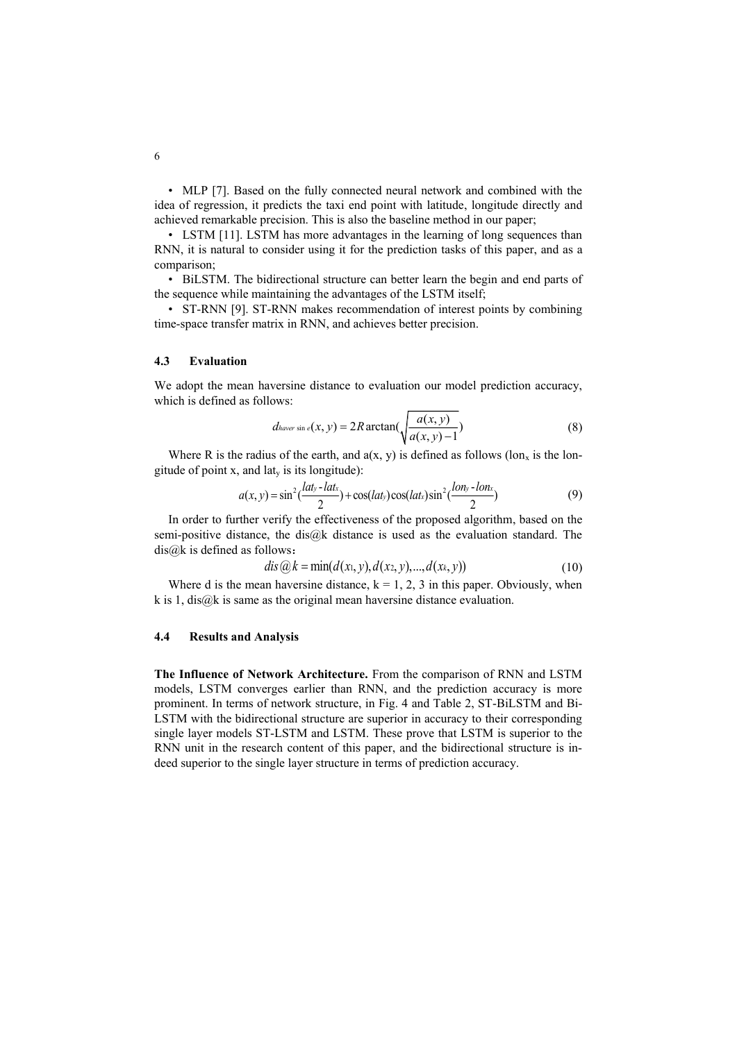- MLP [7]. Based on the fully connected neural network and combined with the idea of regression, it predicts the taxi end point with latitude, longitude directly and achieved remarkable precision. This is also the baseline method in our paper;
- LSTM [11]. LSTM has more advantages in the learning of long sequences than RNN, it is natural to consider using it for the prediction tasks of this paper, and as a comparison;
- BiLSTM. The bidirectional structure can better learn the begin and end parts of the sequence while maintaining the advantages of the LSTM itself;
- ST-RNN [9]. ST-RNN makes recommendation of interest points by combining time-space transfer matrix in RNN, and achieves better precision.

### 4.3 Evaluation

We adopt the mean haversine distance to evaluation our model prediction accuracy, which is defined as follows:

$$d_{haver\sin e}(x,y) = 2R\arctan\left(\sqrt{\frac{a(x,y)}{a(x,y)-1}}\right) \tag{8}$$

Where R is the radius of the earth, and a(x, y) is defined as follows ($lon_x$ is the longitude of point x, and $lat_y$ is its longitude):

$$a(x,y) = \sin^2\left(\frac{lat_y - lat_x}{2}\right) + \cos(lat_y)\cos(lat_x)\sin^2\left(\frac{lon_y - lon_x}{2}\right) \tag{9}$$

In order to further verify the effectiveness of the proposed algorithm, based on the semi-positive distance, the dis@k distance is used as the evaluation standard. The dis@k is defined as follows：

$$dis@k = \min(d(x_1,y), d(x_2,y), ..., d(x_k,y)) \tag{10}$$

Where d is the mean haversine distance, k = 1, 2, 3 in this paper. Obviously, when k is 1, dis@k is same as the original mean haversine distance evaluation.

### 4.4 Results and Analysis

**The Influence of Network Architecture.** From the comparison of RNN and LSTM models, LSTM converges earlier than RNN, and the prediction accuracy is more prominent. In terms of network structure, in Fig. 4 and Table 2, ST-BiLSTM and Bi-LSTM with the bidirectional structure are superior in accuracy to their corresponding single layer models ST-LSTM and LSTM. These prove that LSTM is superior to the RNN unit in the research content of this paper, and the bidirectional structure is indeed superior to the single layer structure in terms of prediction accuracy.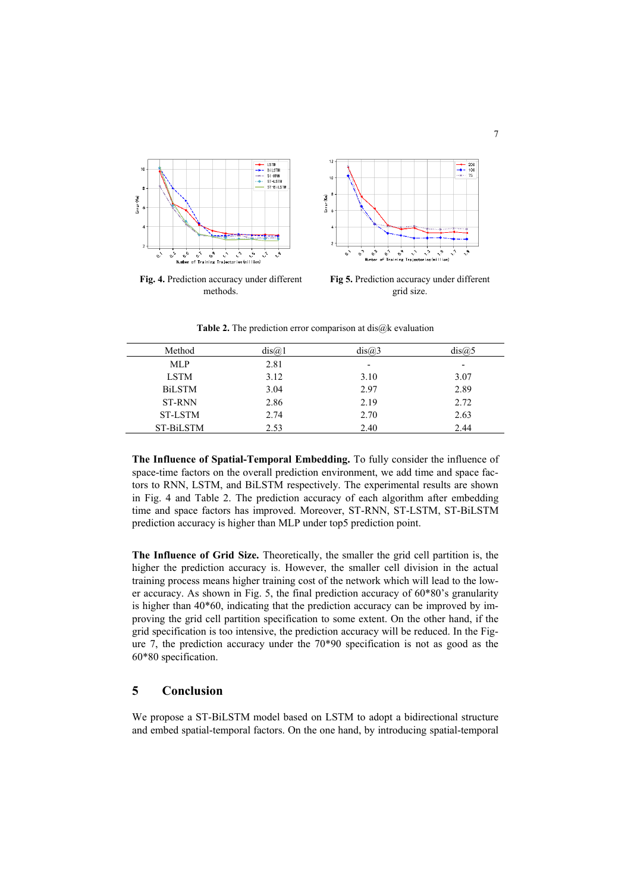Fig. 4. Prediction accuracy under different methods.

Fig 5. Prediction accuracy under different grid size.

**Table 2.** The prediction error comparison at dis@k evaluation

| Method | dis@1 | dis@3 | dis@5 |
|---|---|---|---|
| MLP | 2.81 | - | - |
| LSTM | 3.12 | 3.10 | 3.07 |
| BiLSTM | 3.04 | 2.97 | 2.89 |
| ST-RNN | 2.86 | 2.19 | 2.72 |
| ST-LSTM | 2.74 | 2.70 | 2.63 |
| ST-BiLSTM | 2.53 | 2.40 | 2.44 |

**The Influence of Spatial-Temporal Embedding.** To fully consider the influence of space-time factors on the overall prediction environment, we add time and space factors to RNN, LSTM, and BiLSTM respectively. The experimental results are shown in Fig. 4 and Table 2. The prediction accuracy of each algorithm after embedding time and space factors has improved. Moreover, ST-RNN, ST-LSTM, ST-BiLSTM prediction accuracy is higher than MLP under top5 prediction point.

**The Influence of Grid Size.** Theoretically, the smaller the grid cell partition is, the higher the prediction accuracy is. However, the smaller cell division in the actual training process means higher training cost of the network which will lead to the lower accuracy. As shown in Fig. 5, the final prediction accuracy of 60*80's granularity is higher than 40*60, indicating that the prediction accuracy can be improved by improving the grid cell partition specification to some extent. On the other hand, if the grid specification is too intensive, the prediction accuracy will be reduced. In the Figure 7, the prediction accuracy under the 70*90 specification is not as good as the 60*80 specification.

## 5 Conclusion

We propose a ST-BiLSTM model based on LSTM to adopt a bidirectional structure and embed spatial-temporal factors. On the one hand, by introducing spatial-temporal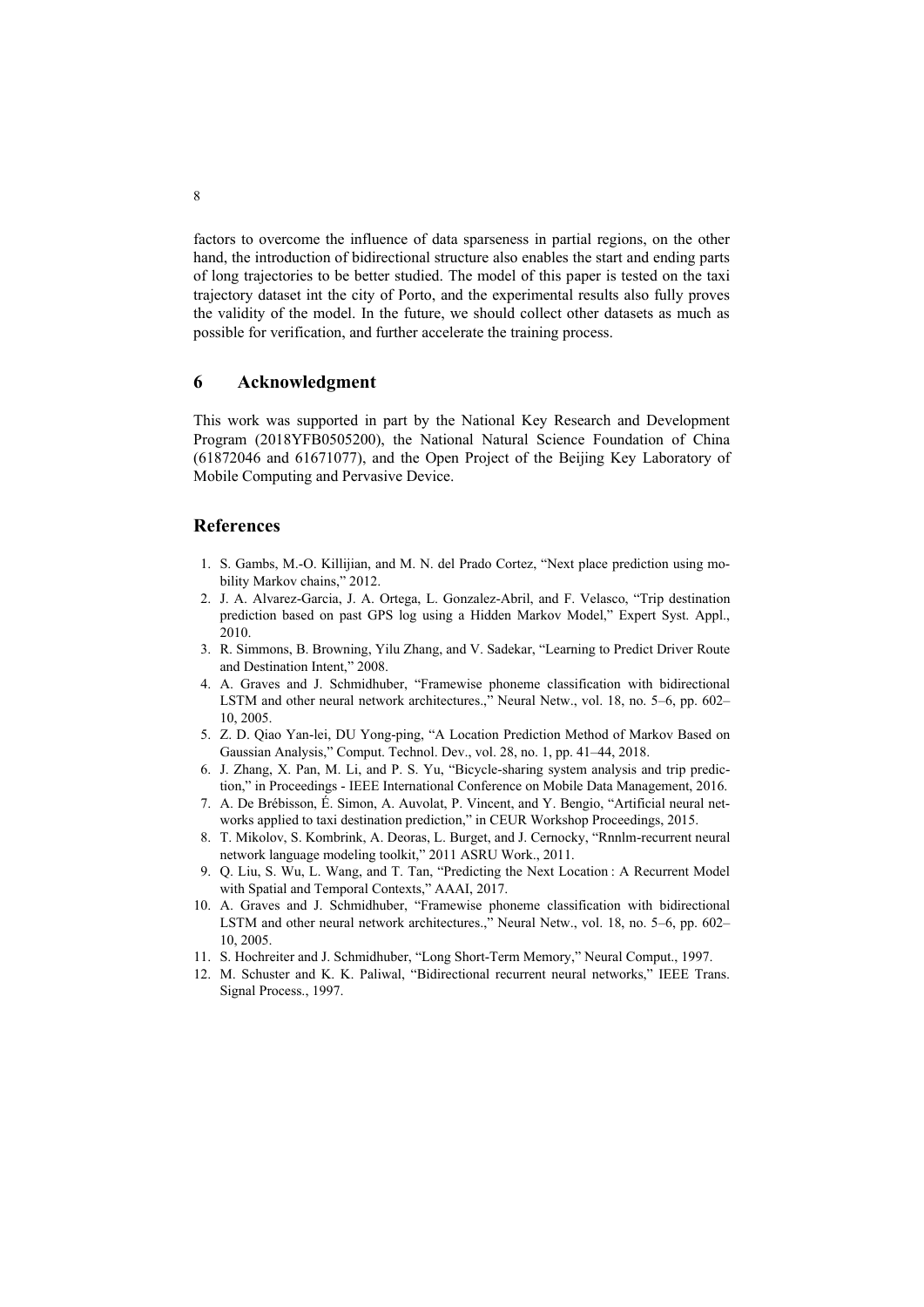factors to overcome the influence of data sparseness in partial regions, on the other hand, the introduction of bidirectional structure also enables the start and ending parts of long trajectories to be better studied. The model of this paper is tested on the taxi trajectory dataset int the city of Porto, and the experimental results also fully proves the validity of the model. In the future, we should collect other datasets as much as possible for verification, and further accelerate the training process.

## 6 Acknowledgment

This work was supported in part by the National Key Research and Development Program (2018YFB0505200), the National Natural Science Foundation of China (61872046 and 61671077), and the Open Project of the Beijing Key Laboratory of Mobile Computing and Pervasive Device.

## References

1. S. Gambs, M.-O. Killijian, and M. N. del Prado Cortez, "Next place prediction using mobility Markov chains," 2012.
2. J. A. Alvarez-Garcia, J. A. Ortega, L. Gonzalez-Abril, and F. Velasco, "Trip destination prediction based on past GPS log using a Hidden Markov Model," Expert Syst. Appl., 2010.
3. R. Simmons, B. Browning, Yilu Zhang, and V. Sadekar, "Learning to Predict Driver Route and Destination Intent," 2008.
4. A. Graves and J. Schmidhuber, "Framewise phoneme classification with bidirectional LSTM and other neural network architectures.," Neural Netw., vol. 18, no. 5–6, pp. 602–10, 2005.
5. Z. D. Qiao Yan-lei, DU Yong-ping, "A Location Prediction Method of Markov Based on Gaussian Analysis," Comput. Technol. Dev., vol. 28, no. 1, pp. 41–44, 2018.
6. J. Zhang, X. Pan, M. Li, and P. S. Yu, "Bicycle-sharing system analysis and trip prediction," in Proceedings - IEEE International Conference on Mobile Data Management, 2016.
7. A. De Brébisson, É. Simon, A. Auvolat, P. Vincent, and Y. Bengio, "Artificial neural networks applied to taxi destination prediction," in CEUR Workshop Proceedings, 2015.
8. T. Mikolov, S. Kombrink, A. Deoras, L. Burget, and J. Cernocky, "Rnnlm-recurrent neural network language modeling toolkit," 2011 ASRU Work., 2011.
9. Q. Liu, S. Wu, L. Wang, and T. Tan, "Predicting the Next Location : A Recurrent Model with Spatial and Temporal Contexts," AAAI, 2017.
10. A. Graves and J. Schmidhuber, "Framewise phoneme classification with bidirectional LSTM and other neural network architectures.," Neural Netw., vol. 18, no. 5–6, pp. 602–10, 2005.
11. S. Hochreiter and J. Schmidhuber, "Long Short-Term Memory," Neural Comput., 1997.
12. M. Schuster and K. K. Paliwal, "Bidirectional recurrent neural networks," IEEE Trans. Signal Process., 1997.